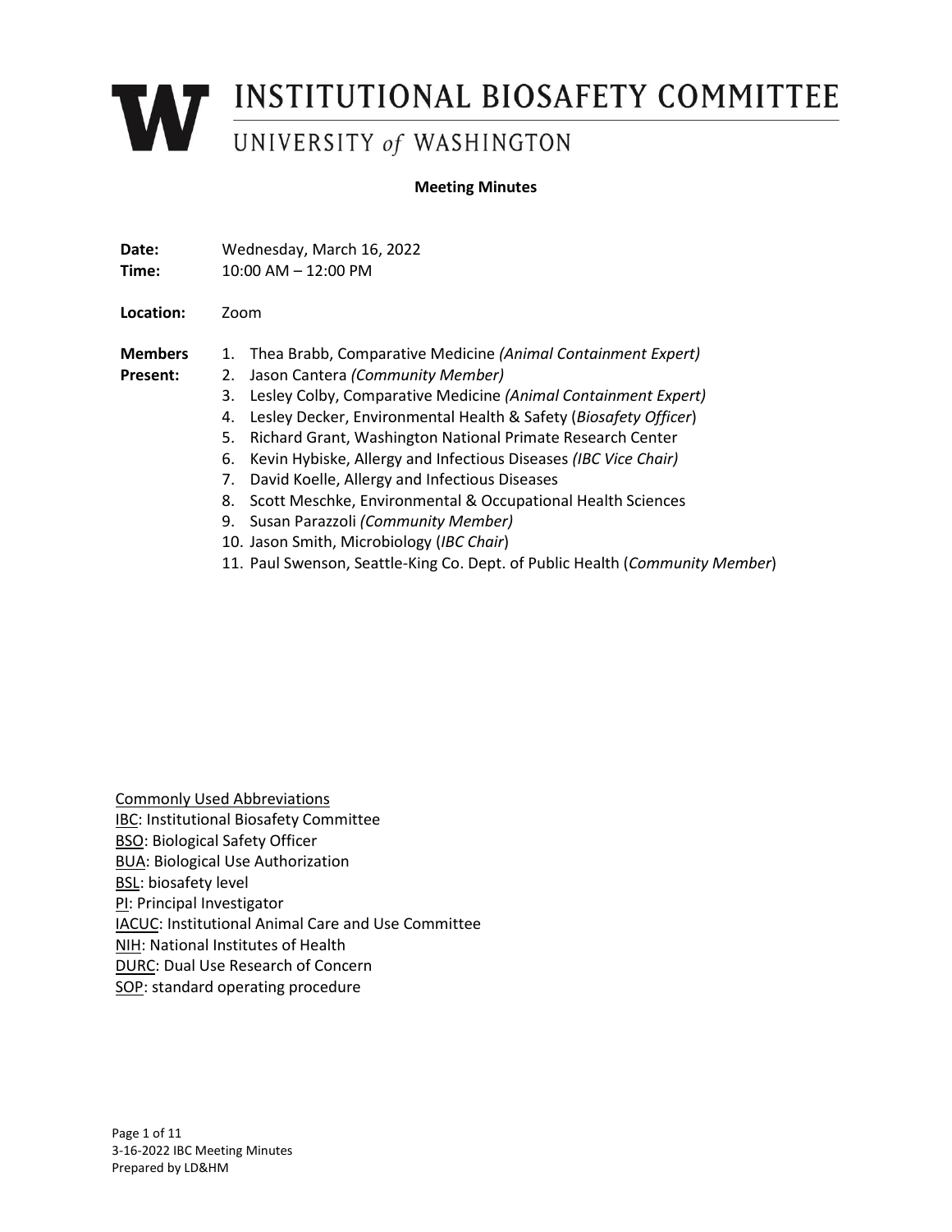# INSTITUTIONAL BIOSAFETY COMMITTEE

## UNIVERSITY *of* WASHINGTON

**Meeting Minutes**

**Date:** Wednesday, March 16, 2022
**Time:** 10:00 AM – 12:00 PM

**Location:** Zoom

**Members Present:**

1. Thea Brabb, Comparative Medicine *(Animal Containment Expert)*
2. Jason Cantera *(Community Member)*
3. Lesley Colby, Comparative Medicine *(Animal Containment Expert)*
4. Lesley Decker, Environmental Health & Safety (*Biosafety Officer*)
5. Richard Grant, Washington National Primate Research Center
6. Kevin Hybiske, Allergy and Infectious Diseases *(IBC Vice Chair)*
7. David Koelle, Allergy and Infectious Diseases
8. Scott Meschke, Environmental & Occupational Health Sciences
9. Susan Parazzoli *(Community Member)*
10. Jason Smith, Microbiology (*IBC Chair*)
11. Paul Swenson, Seattle-King Co. Dept. of Public Health (*Community Member*)

Commonly Used Abbreviations
IBC: Institutional Biosafety Committee
BSO: Biological Safety Officer
BUA: Biological Use Authorization
BSL: biosafety level
PI: Principal Investigator
IACUC: Institutional Animal Care and Use Committee
NIH: National Institutes of Health
DURC: Dual Use Research of Concern
SOP: standard operating procedure

3-16-2022 IBC Meeting Minutes
Prepared by LD&HM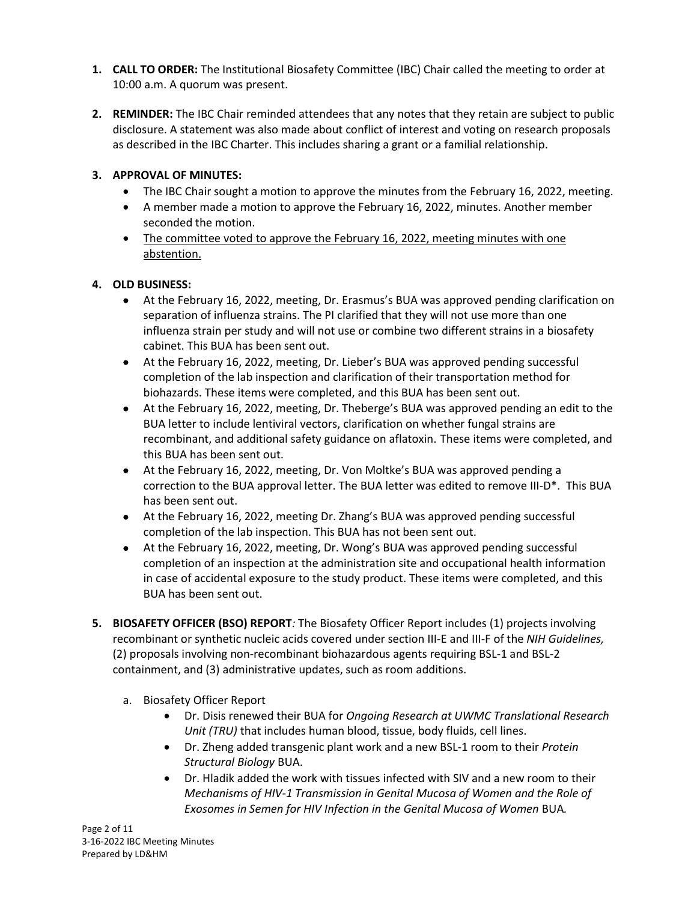1. **CALL TO ORDER:** The Institutional Biosafety Committee (IBC) Chair called the meeting to order at 10:00 a.m. A quorum was present.

2. **REMINDER:** The IBC Chair reminded attendees that any notes that they retain are subject to public disclosure. A statement was also made about conflict of interest and voting on research proposals as described in the IBC Charter. This includes sharing a grant or a familial relationship.

3. **APPROVAL OF MINUTES:**
   - The IBC Chair sought a motion to approve the minutes from the February 16, 2022, meeting.
   - A member made a motion to approve the February 16, 2022, minutes. Another member seconded the motion.
   - The committee voted to approve the February 16, 2022, meeting minutes with one abstention.

4. **OLD BUSINESS:**
   - At the February 16, 2022, meeting, Dr. Erasmus's BUA was approved pending clarification on separation of influenza strains. The PI clarified that they will not use more than one influenza strain per study and will not use or combine two different strains in a biosafety cabinet. This BUA has been sent out.
   - At the February 16, 2022, meeting, Dr. Lieber's BUA was approved pending successful completion of the lab inspection and clarification of their transportation method for biohazards. These items were completed, and this BUA has been sent out.
   - At the February 16, 2022, meeting, Dr. Theberge's BUA was approved pending an edit to the BUA letter to include lentiviral vectors, clarification on whether fungal strains are recombinant, and additional safety guidance on aflatoxin. These items were completed, and this BUA has been sent out.
   - At the February 16, 2022, meeting, Dr. Von Moltke's BUA was approved pending a correction to the BUA approval letter. The BUA letter was edited to remove III-D*. This BUA has been sent out.
   - At the February 16, 2022, meeting Dr. Zhang's BUA was approved pending successful completion of the lab inspection. This BUA has not been sent out.
   - At the February 16, 2022, meeting, Dr. Wong's BUA was approved pending successful completion of an inspection at the administration site and occupational health information in case of accidental exposure to the study product. These items were completed, and this BUA has been sent out.

5. **BIOSAFETY OFFICER (BSO) REPORT***:* The Biosafety Officer Report includes (1) projects involving recombinant or synthetic nucleic acids covered under section III-E and III-F of the *NIH Guidelines,* (2) proposals involving non-recombinant biohazardous agents requiring BSL-1 and BSL-2 containment, and (3) administrative updates, such as room additions.

   a. Biosafety Officer Report
      - Dr. Disis renewed their BUA for *Ongoing Research at UWMC Translational Research Unit (TRU)* that includes human blood, tissue, body fluids, cell lines.
      - Dr. Zheng added transgenic plant work and a new BSL-1 room to their *Protein Structural Biology* BUA.
      - Dr. Hladik added the work with tissues infected with SIV and a new room to their *Mechanisms of HIV-1 Transmission in Genital Mucosa of Women and the Role of Exosomes in Semen for HIV Infection in the Genital Mucosa of Women* BUA*.*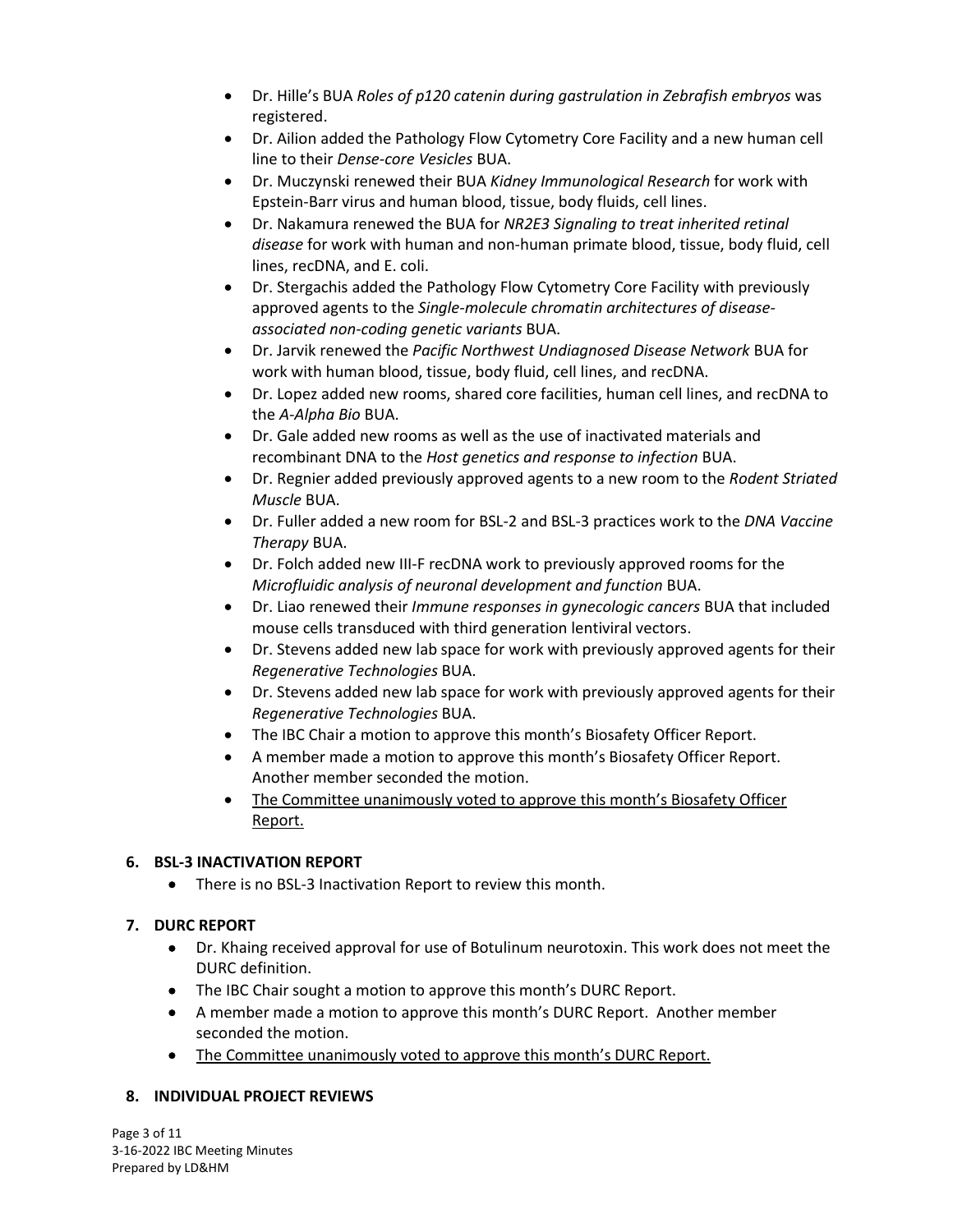- Dr. Hille's BUA *Roles of p120 catenin during gastrulation in Zebrafish embryos* was registered.
- Dr. Ailion added the Pathology Flow Cytometry Core Facility and a new human cell line to their *Dense-core Vesicles* BUA.
- Dr. Muczynski renewed their BUA *Kidney Immunological Research* for work with Epstein-Barr virus and human blood, tissue, body fluids, cell lines.
- Dr. Nakamura renewed the BUA for *NR2E3 Signaling to treat inherited retinal disease* for work with human and non-human primate blood, tissue, body fluid, cell lines, recDNA, and E. coli.
- Dr. Stergachis added the Pathology Flow Cytometry Core Facility with previously approved agents to the *Single-molecule chromatin architectures of disease-associated non-coding genetic variants* BUA.
- Dr. Jarvik renewed the *Pacific Northwest Undiagnosed Disease Network* BUA for work with human blood, tissue, body fluid, cell lines, and recDNA.
- Dr. Lopez added new rooms, shared core facilities, human cell lines, and recDNA to the *A-Alpha Bio* BUA.
- Dr. Gale added new rooms as well as the use of inactivated materials and recombinant DNA to the *Host genetics and response to infection* BUA.
- Dr. Regnier added previously approved agents to a new room to the *Rodent Striated Muscle* BUA.
- Dr. Fuller added a new room for BSL-2 and BSL-3 practices work to the *DNA Vaccine Therapy* BUA.
- Dr. Folch added new III-F recDNA work to previously approved rooms for the *Microfluidic analysis of neuronal development and function* BUA.
- Dr. Liao renewed their *Immune responses in gynecologic cancers* BUA that included mouse cells transduced with third generation lentiviral vectors.
- Dr. Stevens added new lab space for work with previously approved agents for their *Regenerative Technologies* BUA.
- Dr. Stevens added new lab space for work with previously approved agents for their *Regenerative Technologies* BUA.
- The IBC Chair a motion to approve this month's Biosafety Officer Report.
- A member made a motion to approve this month's Biosafety Officer Report. Another member seconded the motion.
- <u>The Committee unanimously voted to approve this month's Biosafety Officer Report.</u>

### 6. BSL-3 INACTIVATION REPORT

- There is no BSL-3 Inactivation Report to review this month.

### 7. DURC REPORT

- Dr. Khaing received approval for use of Botulinum neurotoxin. This work does not meet the DURC definition.
- The IBC Chair sought a motion to approve this month's DURC Report.
- A member made a motion to approve this month's DURC Report. Another member seconded the motion.
- <u>The Committee unanimously voted to approve this month's DURC Report.</u>

### 8. INDIVIDUAL PROJECT REVIEWS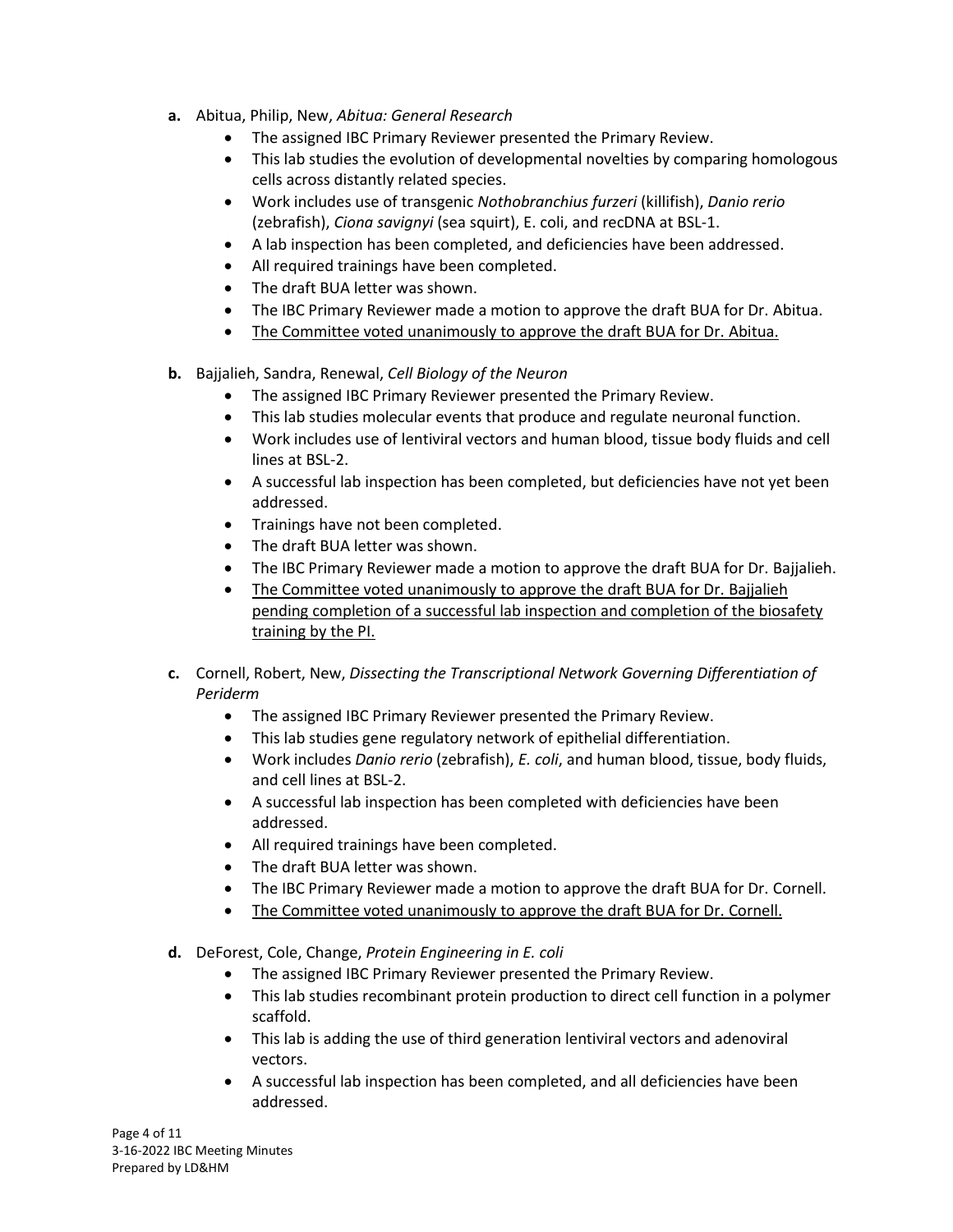**a.** Abitua, Philip, New, *Abitua: General Research*

- The assigned IBC Primary Reviewer presented the Primary Review.
- This lab studies the evolution of developmental novelties by comparing homologous cells across distantly related species.
- Work includes use of transgenic *Nothobranchius furzeri* (killifish), *Danio rerio* (zebrafish), *Ciona savignyi* (sea squirt), E. coli, and recDNA at BSL-1.
- A lab inspection has been completed, and deficiencies have been addressed.
- All required trainings have been completed.
- The draft BUA letter was shown.
- The IBC Primary Reviewer made a motion to approve the draft BUA for Dr. Abitua.
- <u>The Committee voted unanimously to approve the draft BUA for Dr. Abitua.</u>

**b.** Bajjalieh, Sandra, Renewal, *Cell Biology of the Neuron*

- The assigned IBC Primary Reviewer presented the Primary Review.
- This lab studies molecular events that produce and regulate neuronal function.
- Work includes use of lentiviral vectors and human blood, tissue body fluids and cell lines at BSL-2.
- A successful lab inspection has been completed, but deficiencies have not yet been addressed.
- Trainings have not been completed.
- The draft BUA letter was shown.
- The IBC Primary Reviewer made a motion to approve the draft BUA for Dr. Bajjalieh.
- <u>The Committee voted unanimously to approve the draft BUA for Dr. Bajjalieh pending completion of a successful lab inspection and completion of the biosafety training by the PI.</u>

**c.** Cornell, Robert, New, *Dissecting the Transcriptional Network Governing Differentiation of Periderm*

- The assigned IBC Primary Reviewer presented the Primary Review.
- This lab studies gene regulatory network of epithelial differentiation.
- Work includes *Danio rerio* (zebrafish), *E. coli*, and human blood, tissue, body fluids, and cell lines at BSL-2.
- A successful lab inspection has been completed with deficiencies have been addressed.
- All required trainings have been completed.
- The draft BUA letter was shown.
- The IBC Primary Reviewer made a motion to approve the draft BUA for Dr. Cornell.
- <u>The Committee voted unanimously to approve the draft BUA for Dr. Cornell.</u>

**d.** DeForest, Cole, Change, *Protein Engineering in E. coli*

- The assigned IBC Primary Reviewer presented the Primary Review.
- This lab studies recombinant protein production to direct cell function in a polymer scaffold.
- This lab is adding the use of third generation lentiviral vectors and adenoviral vectors.
- A successful lab inspection has been completed, and all deficiencies have been addressed.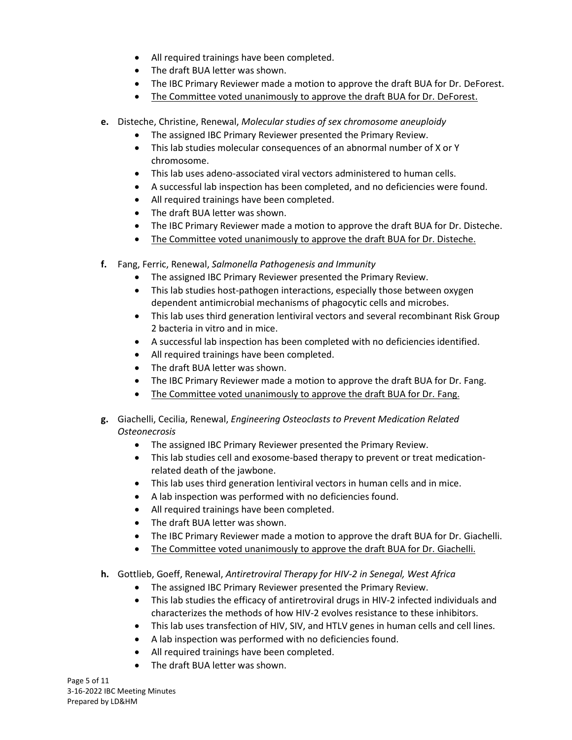- All required trainings have been completed.
- The draft BUA letter was shown.
- The IBC Primary Reviewer made a motion to approve the draft BUA for Dr. DeForest.
- <u>The Committee voted unanimously to approve the draft BUA for Dr. DeForest.</u>

**e.** Disteche, Christine, Renewal, *Molecular studies of sex chromosome aneuploidy*
- The assigned IBC Primary Reviewer presented the Primary Review.
- This lab studies molecular consequences of an abnormal number of X or Y chromosome.
- This lab uses adeno-associated viral vectors administered to human cells.
- A successful lab inspection has been completed, and no deficiencies were found.
- All required trainings have been completed.
- The draft BUA letter was shown.
- The IBC Primary Reviewer made a motion to approve the draft BUA for Dr. Disteche.
- <u>The Committee voted unanimously to approve the draft BUA for Dr. Disteche.</u>

**f.** Fang, Ferric, Renewal, *Salmonella Pathogenesis and Immunity*
- The assigned IBC Primary Reviewer presented the Primary Review.
- This lab studies host-pathogen interactions, especially those between oxygen dependent antimicrobial mechanisms of phagocytic cells and microbes.
- This lab uses third generation lentiviral vectors and several recombinant Risk Group 2 bacteria in vitro and in mice.
- A successful lab inspection has been completed with no deficiencies identified.
- All required trainings have been completed.
- The draft BUA letter was shown.
- The IBC Primary Reviewer made a motion to approve the draft BUA for Dr. Fang.
- <u>The Committee voted unanimously to approve the draft BUA for Dr. Fang.</u>

**g.** Giachelli, Cecilia, Renewal, *Engineering Osteoclasts to Prevent Medication Related Osteonecrosis*
- The assigned IBC Primary Reviewer presented the Primary Review.
- This lab studies cell and exosome-based therapy to prevent or treat medication-related death of the jawbone.
- This lab uses third generation lentiviral vectors in human cells and in mice.
- A lab inspection was performed with no deficiencies found.
- All required trainings have been completed.
- The draft BUA letter was shown.
- The IBC Primary Reviewer made a motion to approve the draft BUA for Dr. Giachelli.
- <u>The Committee voted unanimously to approve the draft BUA for Dr. Giachelli.</u>

**h.** Gottlieb, Goeff, Renewal, *Antiretroviral Therapy for HIV-2 in Senegal, West Africa*
- The assigned IBC Primary Reviewer presented the Primary Review.
- This lab studies the efficacy of antiretroviral drugs in HIV-2 infected individuals and characterizes the methods of how HIV-2 evolves resistance to these inhibitors.
- This lab uses transfection of HIV, SIV, and HTLV genes in human cells and cell lines.
- A lab inspection was performed with no deficiencies found.
- All required trainings have been completed.
- The draft BUA letter was shown.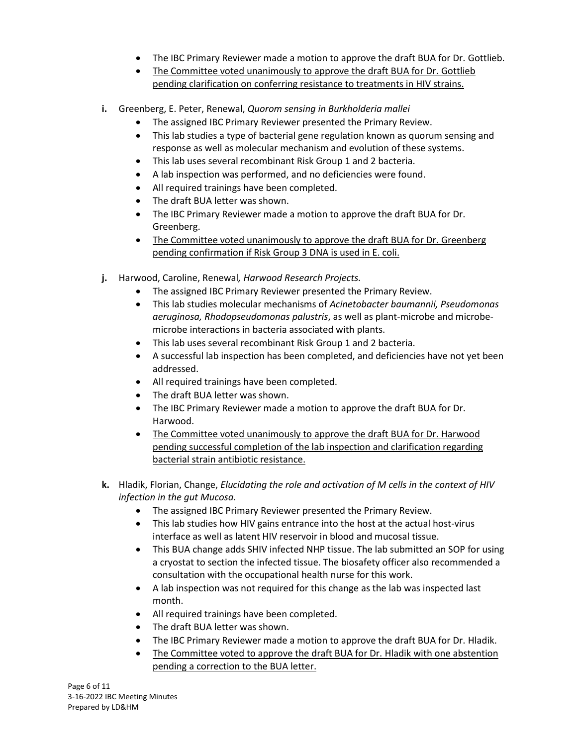- The IBC Primary Reviewer made a motion to approve the draft BUA for Dr. Gottlieb.
- <u>The Committee voted unanimously to approve the draft BUA for Dr. Gottlieb pending clarification on conferring resistance to treatments in HIV strains.</u>

**i.** Greenberg, E. Peter, Renewal, *Quorom sensing in Burkholderia mallei*

- The assigned IBC Primary Reviewer presented the Primary Review.
- This lab studies a type of bacterial gene regulation known as quorum sensing and response as well as molecular mechanism and evolution of these systems.
- This lab uses several recombinant Risk Group 1 and 2 bacteria.
- A lab inspection was performed, and no deficiencies were found.
- All required trainings have been completed.
- The draft BUA letter was shown.
- The IBC Primary Reviewer made a motion to approve the draft BUA for Dr. Greenberg.
- <u>The Committee voted unanimously to approve the draft BUA for Dr. Greenberg pending confirmation if Risk Group 3 DNA is used in E. coli.</u>

**j.** Harwood, Caroline, Renewal*, Harwood Research Projects.*

- The assigned IBC Primary Reviewer presented the Primary Review.
- This lab studies molecular mechanisms of *Acinetobacter baumannii, Pseudomonas aeruginosa, Rhodopseudomonas palustris*, as well as plant-microbe and microbe-microbe interactions in bacteria associated with plants.
- This lab uses several recombinant Risk Group 1 and 2 bacteria.
- A successful lab inspection has been completed, and deficiencies have not yet been addressed.
- All required trainings have been completed.
- The draft BUA letter was shown.
- The IBC Primary Reviewer made a motion to approve the draft BUA for Dr. Harwood.
- <u>The Committee voted unanimously to approve the draft BUA for Dr. Harwood pending successful completion of the lab inspection and clarification regarding bacterial strain antibiotic resistance.</u>

**k.** Hladik, Florian, Change, *Elucidating the role and activation of M cells in the context of HIV infection in the gut Mucosa.*

- The assigned IBC Primary Reviewer presented the Primary Review.
- This lab studies how HIV gains entrance into the host at the actual host-virus interface as well as latent HIV reservoir in blood and mucosal tissue.
- This BUA change adds SHIV infected NHP tissue. The lab submitted an SOP for using a cryostat to section the infected tissue. The biosafety officer also recommended a consultation with the occupational health nurse for this work.
- A lab inspection was not required for this change as the lab was inspected last month.
- All required trainings have been completed.
- The draft BUA letter was shown.
- The IBC Primary Reviewer made a motion to approve the draft BUA for Dr. Hladik.
- <u>The Committee voted to approve the draft BUA for Dr. Hladik with one abstention pending a correction to the BUA letter.</u>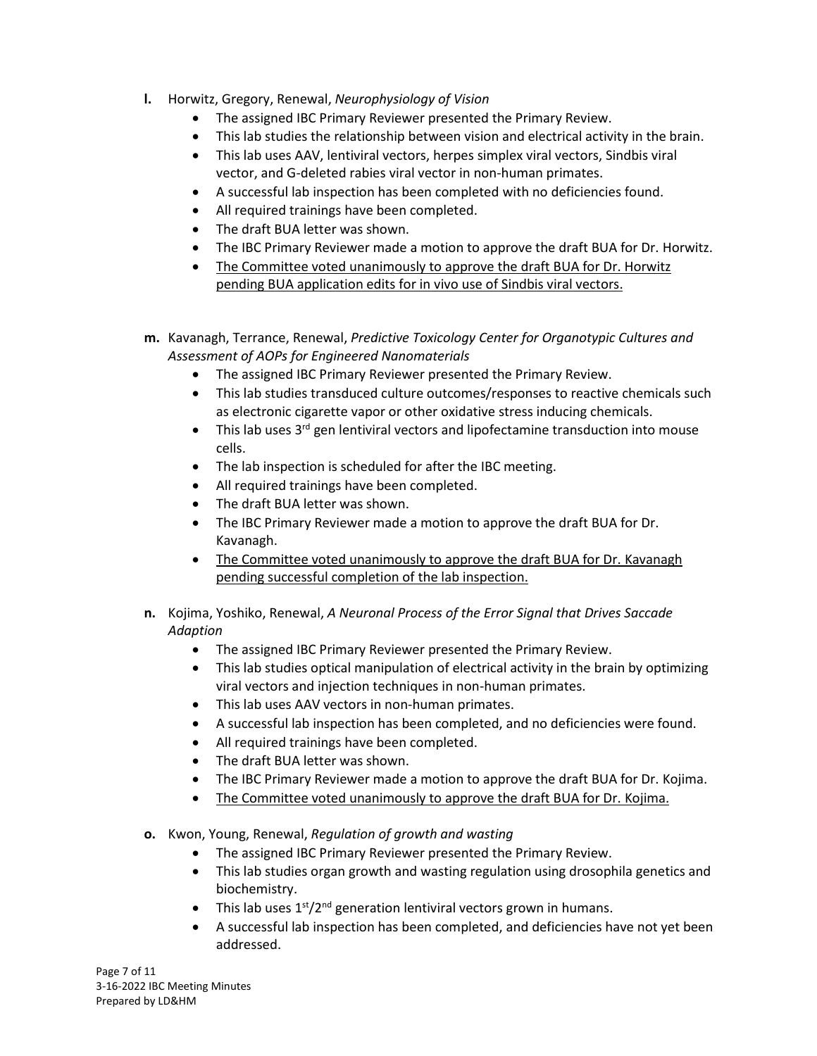**l.** Horwitz, Gregory, Renewal, *Neurophysiology of Vision*

- The assigned IBC Primary Reviewer presented the Primary Review.
- This lab studies the relationship between vision and electrical activity in the brain.
- This lab uses AAV, lentiviral vectors, herpes simplex viral vectors, Sindbis viral vector, and G-deleted rabies viral vector in non-human primates.
- A successful lab inspection has been completed with no deficiencies found.
- All required trainings have been completed.
- The draft BUA letter was shown.
- The IBC Primary Reviewer made a motion to approve the draft BUA for Dr. Horwitz.
- <u>The Committee voted unanimously to approve the draft BUA for Dr. Horwitz pending BUA application edits for in vivo use of Sindbis viral vectors.</u>

**m.** Kavanagh, Terrance, Renewal, *Predictive Toxicology Center for Organotypic Cultures and Assessment of AOPs for Engineered Nanomaterials*

- The assigned IBC Primary Reviewer presented the Primary Review.
- This lab studies transduced culture outcomes/responses to reactive chemicals such as electronic cigarette vapor or other oxidative stress inducing chemicals.
- This lab uses 3rd gen lentiviral vectors and lipofectamine transduction into mouse cells.
- The lab inspection is scheduled for after the IBC meeting.
- All required trainings have been completed.
- The draft BUA letter was shown.
- The IBC Primary Reviewer made a motion to approve the draft BUA for Dr. Kavanagh.
- <u>The Committee voted unanimously to approve the draft BUA for Dr. Kavanagh pending successful completion of the lab inspection.</u>

**n.** Kojima, Yoshiko, Renewal, *A Neuronal Process of the Error Signal that Drives Saccade Adaption*

- The assigned IBC Primary Reviewer presented the Primary Review.
- This lab studies optical manipulation of electrical activity in the brain by optimizing viral vectors and injection techniques in non-human primates.
- This lab uses AAV vectors in non-human primates.
- A successful lab inspection has been completed, and no deficiencies were found.
- All required trainings have been completed.
- The draft BUA letter was shown.
- The IBC Primary Reviewer made a motion to approve the draft BUA for Dr. Kojima.
- <u>The Committee voted unanimously to approve the draft BUA for Dr. Kojima.</u>

**o.** Kwon, Young, Renewal, *Regulation of growth and wasting*

- The assigned IBC Primary Reviewer presented the Primary Review.
- This lab studies organ growth and wasting regulation using drosophila genetics and biochemistry.
- This lab uses 1st/2nd generation lentiviral vectors grown in humans.
- A successful lab inspection has been completed, and deficiencies have not yet been addressed.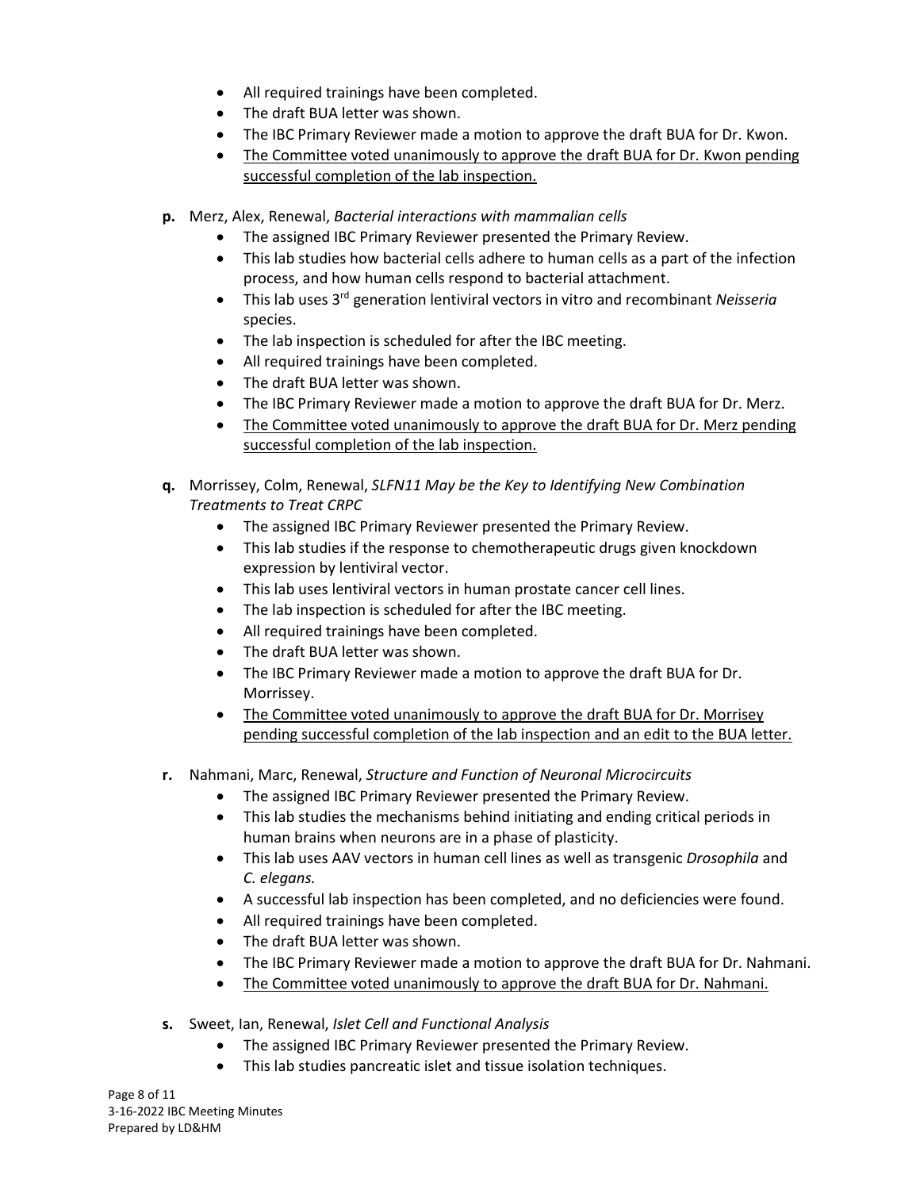- All required trainings have been completed.
- The draft BUA letter was shown.
- The IBC Primary Reviewer made a motion to approve the draft BUA for Dr. Kwon.
- <u>The Committee voted unanimously to approve the draft BUA for Dr. Kwon pending successful completion of the lab inspection.</u>

**p.** Merz, Alex, Renewal, *Bacterial interactions with mammalian cells*

- The assigned IBC Primary Reviewer presented the Primary Review.
- This lab studies how bacterial cells adhere to human cells as a part of the infection process, and how human cells respond to bacterial attachment.
- This lab uses 3rd generation lentiviral vectors in vitro and recombinant *Neisseria* species.
- The lab inspection is scheduled for after the IBC meeting.
- All required trainings have been completed.
- The draft BUA letter was shown.
- The IBC Primary Reviewer made a motion to approve the draft BUA for Dr. Merz.
- <u>The Committee voted unanimously to approve the draft BUA for Dr. Merz pending successful completion of the lab inspection.</u>

**q.** Morrissey, Colm, Renewal, *SLFN11 May be the Key to Identifying New Combination Treatments to Treat CRPC*

- The assigned IBC Primary Reviewer presented the Primary Review.
- This lab studies if the response to chemotherapeutic drugs given knockdown expression by lentiviral vector.
- This lab uses lentiviral vectors in human prostate cancer cell lines.
- The lab inspection is scheduled for after the IBC meeting.
- All required trainings have been completed.
- The draft BUA letter was shown.
- The IBC Primary Reviewer made a motion to approve the draft BUA for Dr. Morrissey.
- <u>The Committee voted unanimously to approve the draft BUA for Dr. Morrisey pending successful completion of the lab inspection and an edit to the BUA letter.</u>

**r.** Nahmani, Marc, Renewal, *Structure and Function of Neuronal Microcircuits*

- The assigned IBC Primary Reviewer presented the Primary Review.
- This lab studies the mechanisms behind initiating and ending critical periods in human brains when neurons are in a phase of plasticity.
- This lab uses AAV vectors in human cell lines as well as transgenic *Drosophila* and *C. elegans.*
- A successful lab inspection has been completed, and no deficiencies were found.
- All required trainings have been completed.
- The draft BUA letter was shown.
- The IBC Primary Reviewer made a motion to approve the draft BUA for Dr. Nahmani.
- <u>The Committee voted unanimously to approve the draft BUA for Dr. Nahmani.</u>

**s.** Sweet, Ian, Renewal, *Islet Cell and Functional Analysis*

- The assigned IBC Primary Reviewer presented the Primary Review.
- This lab studies pancreatic islet and tissue isolation techniques.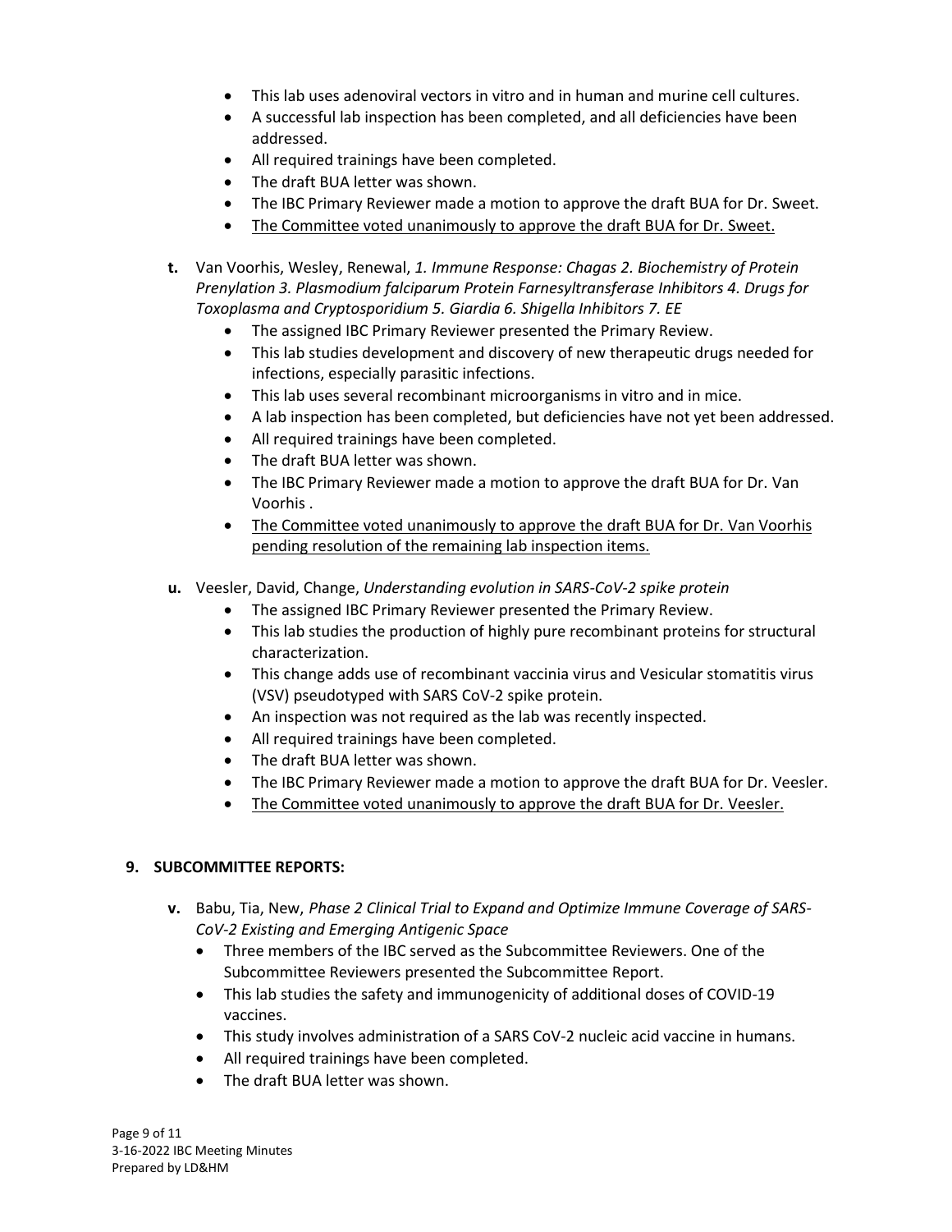- This lab uses adenoviral vectors in vitro and in human and murine cell cultures.
- A successful lab inspection has been completed, and all deficiencies have been addressed.
- All required trainings have been completed.
- The draft BUA letter was shown.
- The IBC Primary Reviewer made a motion to approve the draft BUA for Dr. Sweet.
- The Committee voted unanimously to approve the draft BUA for Dr. Sweet.

**t.** Van Voorhis, Wesley, Renewal, *1. Immune Response: Chagas 2. Biochemistry of Protein Prenylation 3. Plasmodium falciparum Protein Farnesyltransferase Inhibitors 4. Drugs for Toxoplasma and Cryptosporidium 5. Giardia 6. Shigella Inhibitors 7. EE*

- The assigned IBC Primary Reviewer presented the Primary Review.
- This lab studies development and discovery of new therapeutic drugs needed for infections, especially parasitic infections.
- This lab uses several recombinant microorganisms in vitro and in mice.
- A lab inspection has been completed, but deficiencies have not yet been addressed.
- All required trainings have been completed.
- The draft BUA letter was shown.
- The IBC Primary Reviewer made a motion to approve the draft BUA for Dr. Van Voorhis .
- The Committee voted unanimously to approve the draft BUA for Dr. Van Voorhis pending resolution of the remaining lab inspection items.

**u.** Veesler, David, Change, *Understanding evolution in SARS-CoV-2 spike protein*

- The assigned IBC Primary Reviewer presented the Primary Review.
- This lab studies the production of highly pure recombinant proteins for structural characterization.
- This change adds use of recombinant vaccinia virus and Vesicular stomatitis virus (VSV) pseudotyped with SARS CoV-2 spike protein.
- An inspection was not required as the lab was recently inspected.
- All required trainings have been completed.
- The draft BUA letter was shown.
- The IBC Primary Reviewer made a motion to approve the draft BUA for Dr. Veesler.
- The Committee voted unanimously to approve the draft BUA for Dr. Veesler.

## 9. SUBCOMMITTEE REPORTS:

**v.** Babu, Tia, New, *Phase 2 Clinical Trial to Expand and Optimize Immune Coverage of SARS-CoV-2 Existing and Emerging Antigenic Space*

- Three members of the IBC served as the Subcommittee Reviewers. One of the Subcommittee Reviewers presented the Subcommittee Report.
- This lab studies the safety and immunogenicity of additional doses of COVID-19 vaccines.
- This study involves administration of a SARS CoV-2 nucleic acid vaccine in humans.
- All required trainings have been completed.
- The draft BUA letter was shown.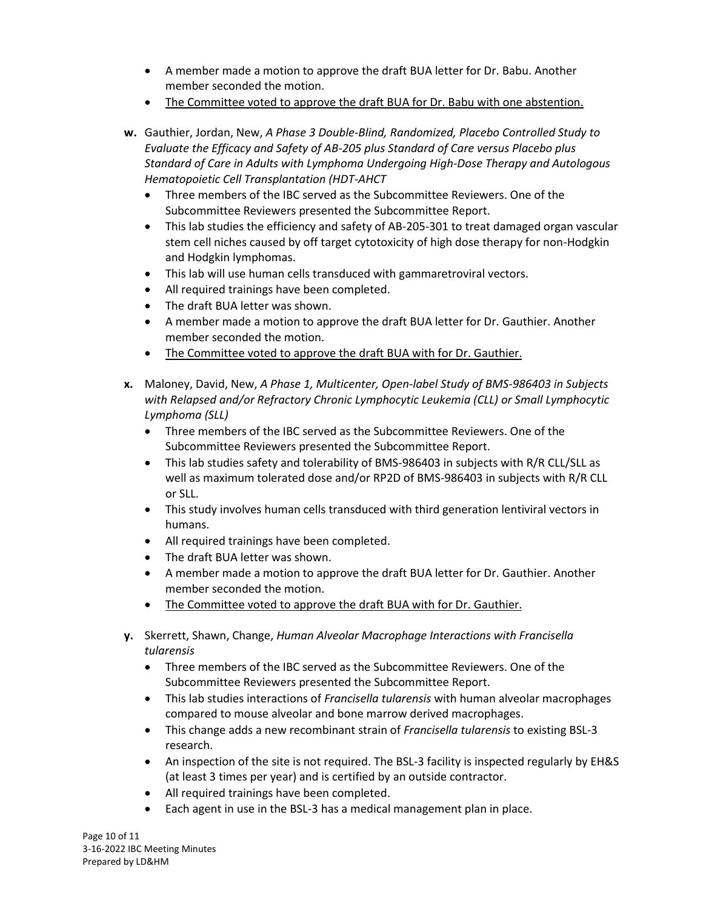- A member made a motion to approve the draft BUA letter for Dr. Babu. Another member seconded the motion.
- <u>The Committee voted to approve the draft BUA for Dr. Babu with one abstention.</u>

**w.** Gauthier, Jordan, New, *A Phase 3 Double-Blind, Randomized, Placebo Controlled Study to Evaluate the Efficacy and Safety of AB-205 plus Standard of Care versus Placebo plus Standard of Care in Adults with Lymphoma Undergoing High-Dose Therapy and Autologous Hematopoietic Cell Transplantation (HDT-AHCT*

- Three members of the IBC served as the Subcommittee Reviewers. One of the Subcommittee Reviewers presented the Subcommittee Report.
- This lab studies the efficiency and safety of AB-205-301 to treat damaged organ vascular stem cell niches caused by off target cytotoxicity of high dose therapy for non-Hodgkin and Hodgkin lymphomas.
- This lab will use human cells transduced with gammaretroviral vectors.
- All required trainings have been completed.
- The draft BUA letter was shown.
- A member made a motion to approve the draft BUA letter for Dr. Gauthier. Another member seconded the motion.
- <u>The Committee voted to approve the draft BUA with for Dr. Gauthier.</u>

**x.** Maloney, David, New, *A Phase 1, Multicenter, Open-label Study of BMS-986403 in Subjects with Relapsed and/or Refractory Chronic Lymphocytic Leukemia (CLL) or Small Lymphocytic Lymphoma (SLL)*

- Three members of the IBC served as the Subcommittee Reviewers. One of the Subcommittee Reviewers presented the Subcommittee Report.
- This lab studies safety and tolerability of BMS-986403 in subjects with R/R CLL/SLL as well as maximum tolerated dose and/or RP2D of BMS-986403 in subjects with R/R CLL or SLL.
- This study involves human cells transduced with third generation lentiviral vectors in humans.
- All required trainings have been completed.
- The draft BUA letter was shown.
- A member made a motion to approve the draft BUA letter for Dr. Gauthier. Another member seconded the motion.
- <u>The Committee voted to approve the draft BUA with for Dr. Gauthier.</u>

**y.** Skerrett, Shawn, Change, *Human Alveolar Macrophage Interactions with Francisella tularensis*

- Three members of the IBC served as the Subcommittee Reviewers. One of the Subcommittee Reviewers presented the Subcommittee Report.
- This lab studies interactions of *Francisella tularensis* with human alveolar macrophages compared to mouse alveolar and bone marrow derived macrophages.
- This change adds a new recombinant strain of *Francisella tularensis* to existing BSL-3 research.
- An inspection of the site is not required. The BSL-3 facility is inspected regularly by EH&S (at least 3 times per year) and is certified by an outside contractor.
- All required trainings have been completed.
- Each agent in use in the BSL-3 has a medical management plan in place.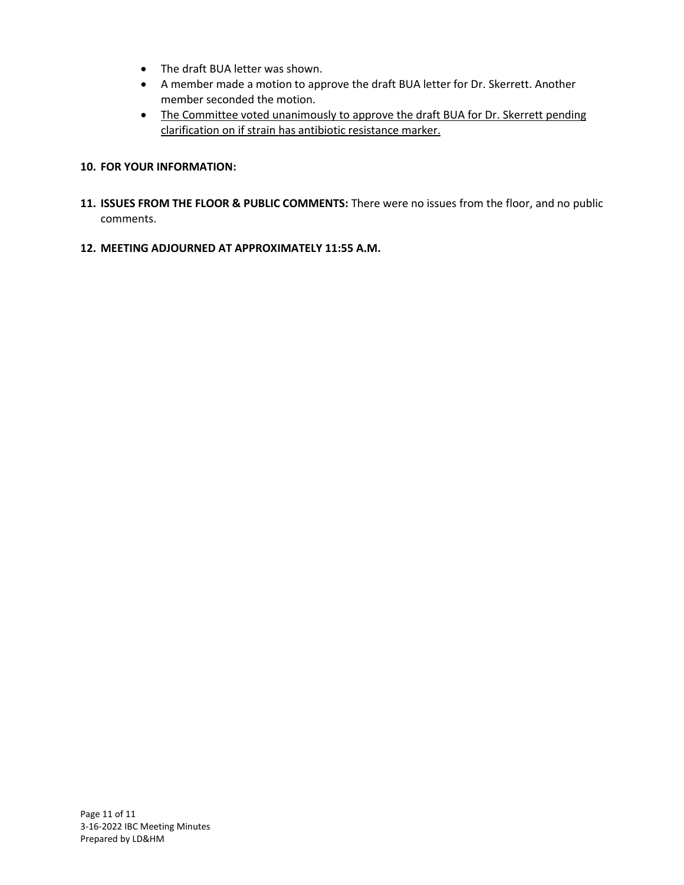- The draft BUA letter was shown.
- A member made a motion to approve the draft BUA letter for Dr. Skerrett. Another member seconded the motion.
- <u>The Committee voted unanimously to approve the draft BUA for Dr. Skerrett pending clarification on if strain has antibiotic resistance marker.</u>

**10. FOR YOUR INFORMATION:**

**11. ISSUES FROM THE FLOOR & PUBLIC COMMENTS:** There were no issues from the floor, and no public comments.

**12. MEETING ADJOURNED AT APPROXIMATELY 11:55 A.M.**